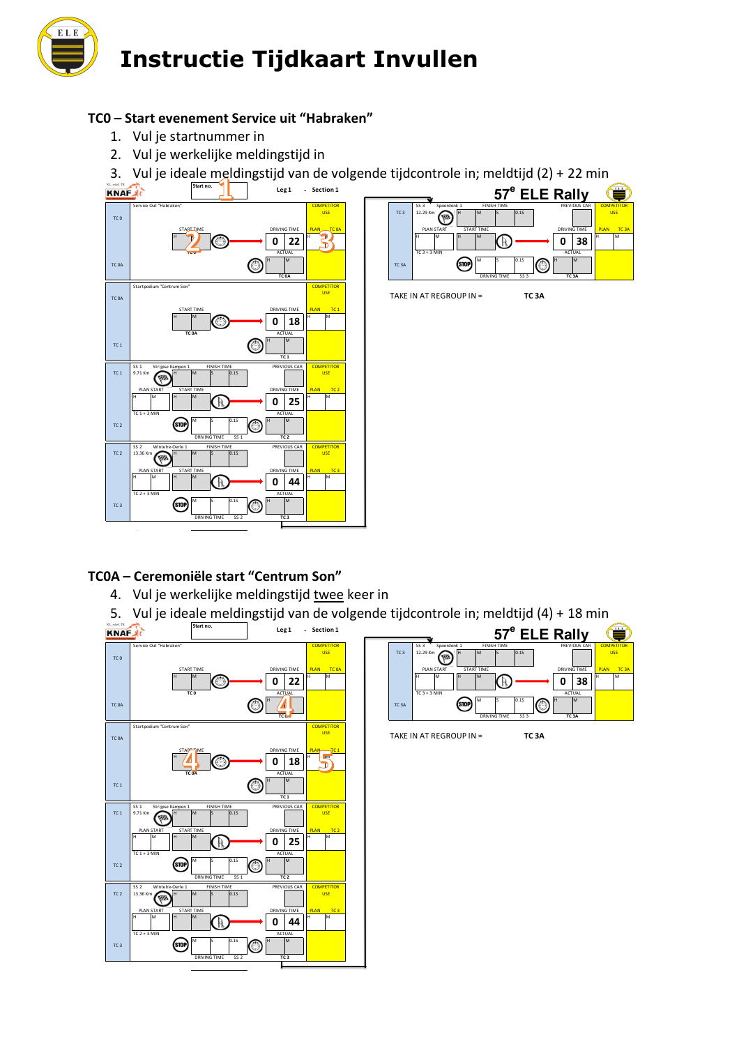# Instructie Tijdkaart Invullen

## TC0 – Start evenement Service uit "Habraken"

1. Vul je startnummer in
2. Vul je werkelijke meldingstijd in
3. Vul je ideale meldingstijd van de volgende tijdcontrole in; meldtijd (2) + 22 min

## TC0A – Ceremoniële start "Centrum Son"

4. Vul je werkelijke meldingstijd twee keer in
5. Vul je ideale meldingstijd van de volgende tijdcontrole in; meldtijd (4) + 18 min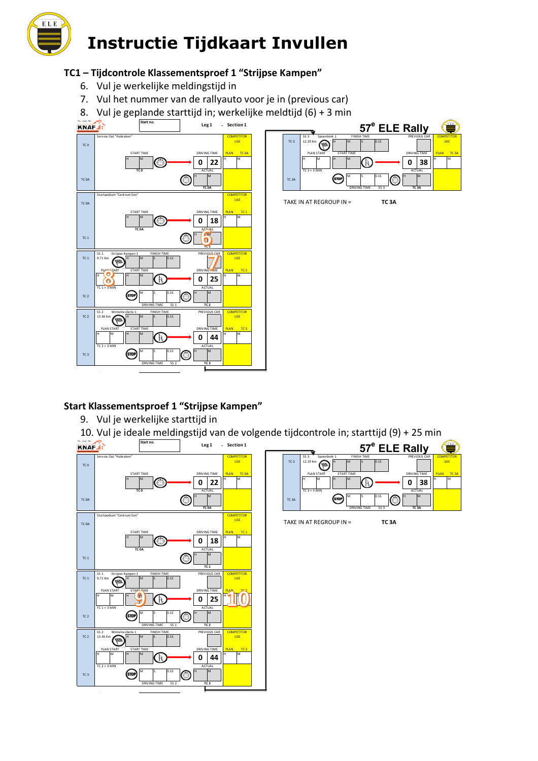# Instructie Tijdkaart Invullen

## TC1 – Tijdcontrole Klassementsproef 1 "Strijpse Kampen"

6. Vul je werkelijke meldingstijd in
7. Vul het nummer van de rallyauto voor je in (previous car)
8. Vul je geplande starttijd in; werkelijke meldtijd (6) + 3 min

Start no. Leg 1 - Section 1

57e ELE Rally

Service Out "Habraken" — TC 0 — START TIME — DRIVING TIME 0 22 — PLAN TC 0A — ACTUAL TC 0A — COMPETITOR USE

Startpodium "Centrum Son" — TC 0A — START TIME — DRIVING TIME 0 18 — PLAN TC 1 — ACTUAL TC 1 (6)

SS 1 Strijpse Kampen 1 9.71 Km — FINISH TIME — PREVIOUS CAR (7) — PLAN START (8) — START TIME — TC 1 + 3 MIN — DRIVING TIME 0 25 — PLAN TC 2 — ACTUAL TC 2 — DRIVING TIME SS 1

SS 2 Wintelre-Oerle 1 13.36 Km — FINISH TIME — PREVIOUS CAR — PLAN START — START TIME — TC 2 + 3 MIN — DRIVING TIME 0 44 — PLAN TC 3 — ACTUAL TC 3 — DRIVING TIME SS 2

SS 3 Spoordonk 1 12.29 Km — FINISH TIME — PREVIOUS CAR — PLAN START — START TIME — TC 3 + 3 MIN — DRIVING TIME 0 38 — PLAN TC 3A — ACTUAL TC 3A — DRIVING TIME SS 3

TAKE IN AT REGROUP IN = TC 3A

## Start Klassementsproef 1 "Strijpse Kampen"

9. Vul je werkelijke starttijd in
10. Vul je ideale meldingstijd van de volgende tijdcontrole in; starttijd (9) + 25 min

Start no. Leg 1 - Section 1

57e ELE Rally

Service Out "Habraken" — TC 0 — START TIME — DRIVING TIME 0 22 — PLAN TC 0A — ACTUAL TC 0A — COMPETITOR USE

Startpodium "Centrum Son" — TC 0A — START TIME — DRIVING TIME 0 18 — PLAN TC 1 — ACTUAL TC 1

SS 1 Strijpse Kampen 1 9.71 Km — FINISH TIME — PREVIOUS CAR — PLAN START — START TIME (9) — TC 1 + 3 MIN — DRIVING TIME 0 25 — PLAN TC 2 (10) — ACTUAL TC 2 — DRIVING TIME SS 1

SS 2 Wintelre-Oerle 1 13.36 Km — FINISH TIME — PREVIOUS CAR — PLAN START — START TIME — TC 2 + 3 MIN — DRIVING TIME 0 44 — PLAN TC 3 — ACTUAL TC 3 — DRIVING TIME SS 2

SS 3 Spoordonk 1 12.29 Km — FINISH TIME — PREVIOUS CAR — PLAN START — START TIME — TC 3 + 3 MIN — DRIVING TIME 0 38 — PLAN TC 3A — ACTUAL TC 3A — DRIVING TIME SS 3

TAKE IN AT REGROUP IN = TC 3A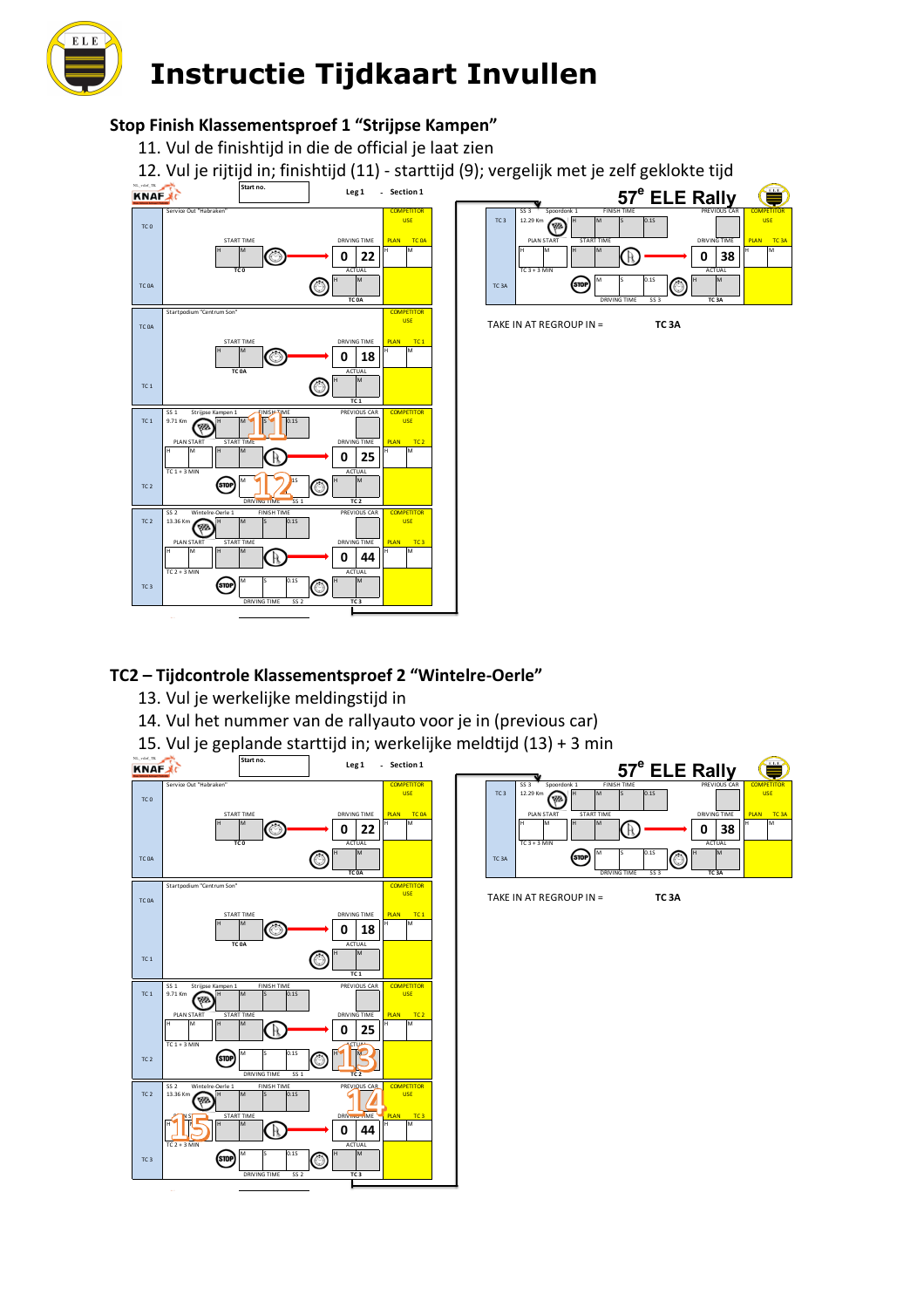# Instructie Tijdkaart Invullen

## Stop Finish Klassementsproef 1 "Strijpse Kampen"

11. Vul de finishtijd in die de official je laat zien
12. Vul je rijtijd in; finishtijd (11) - starttijd (9); vergelijk met je zelf geklokte tijd

Start no.

Leg 1 - Section 1

57^e ELE Rally

| | | | |
|---|---|---|---|
| TC 0 | Service Out "Habraken" START TIME TC 0 | DRIVING TIME 0 22 ACTUAL TC 0A | COMPETITOR USE PLAN TC 0A |
| TC 0A | Startpodium "Centrum Son" START TIME TC 0A | DRIVING TIME 0 18 ACTUAL TC 1 | COMPETITOR USE PLAN TC 1 |
| TC 1 / TC 2 | SS 1 Strijpse Kampen 1 9.71 Km FINISH TIME (11) 0.15 PLAN START START TIME TC 1 + 3 MIN DRIVING TIME SS 1 (12) 0.15 | PREVIOUS CAR DRIVING TIME 0 25 ACTUAL TC 2 | COMPETITOR USE PLAN TC 2 |
| TC 2 / TC 3 | SS 2 Wintelre-Oerle 1 13.36 Km FINISH TIME 0.15 PLAN START START TIME TC 2 + 3 MIN DRIVING TIME SS 2 0.15 | PREVIOUS CAR DRIVING TIME 0 44 ACTUAL TC 3 | COMPETITOR USE PLAN TC 3 |
| TC 3 / TC 3A | SS 3 Spoordonk 1 12.29 Km FINISH TIME 0.15 PLAN START START TIME TC 3 + 3 MIN DRIVING TIME SS 3 0.15 | PREVIOUS CAR DRIVING TIME 0 38 ACTUAL TC 3A | COMPETITOR USE PLAN TC 3A |

TAKE IN AT REGROUP IN = TC 3A

## TC2 – Tijdcontrole Klassementsproef 2 "Wintelre-Oerle"

13. Vul je werkelijke meldingstijd in
14. Vul het nummer van de rallyauto voor je in (previous car)
15. Vul je geplande starttijd in; werkelijke meldtijd (13) + 3 min

Start no.

Leg 1 - Section 1

57^e ELE Rally

| | | | |
|---|---|---|---|
| TC 0 | Service Out "Habraken" START TIME TC 0 | DRIVING TIME 0 22 ACTUAL TC 0A | COMPETITOR USE PLAN TC 0A |
| TC 0A | Startpodium "Centrum Son" START TIME TC 0A | DRIVING TIME 0 18 ACTUAL TC 1 | COMPETITOR USE PLAN TC 1 |
| TC 1 / TC 2 | SS 1 Strijpse Kampen 1 9.71 Km FINISH TIME 0.15 PLAN START START TIME TC 1 + 3 MIN DRIVING TIME SS 1 0.15 | PREVIOUS CAR DRIVING TIME 0 25 ACTUAL (13) TC 2 | COMPETITOR USE PLAN TC 2 |
| TC 2 / TC 3 | SS 2 Wintelre-Oerle 1 13.36 Km FINISH TIME 0.15 PLAN START (15) START TIME TC 2 + 3 MIN DRIVING TIME SS 2 0.15 | PREVIOUS CAR (14) DRIVING TIME 0 44 ACTUAL TC 3 | COMPETITOR USE PLAN TC 3 |
| TC 3 / TC 3A | SS 3 Spoordonk 1 12.29 Km FINISH TIME 0.15 PLAN START START TIME TC 3 + 3 MIN DRIVING TIME SS 3 0.15 | PREVIOUS CAR DRIVING TIME 0 38 ACTUAL TC 3A | COMPETITOR USE PLAN TC 3A |

TAKE IN AT REGROUP IN = TC 3A